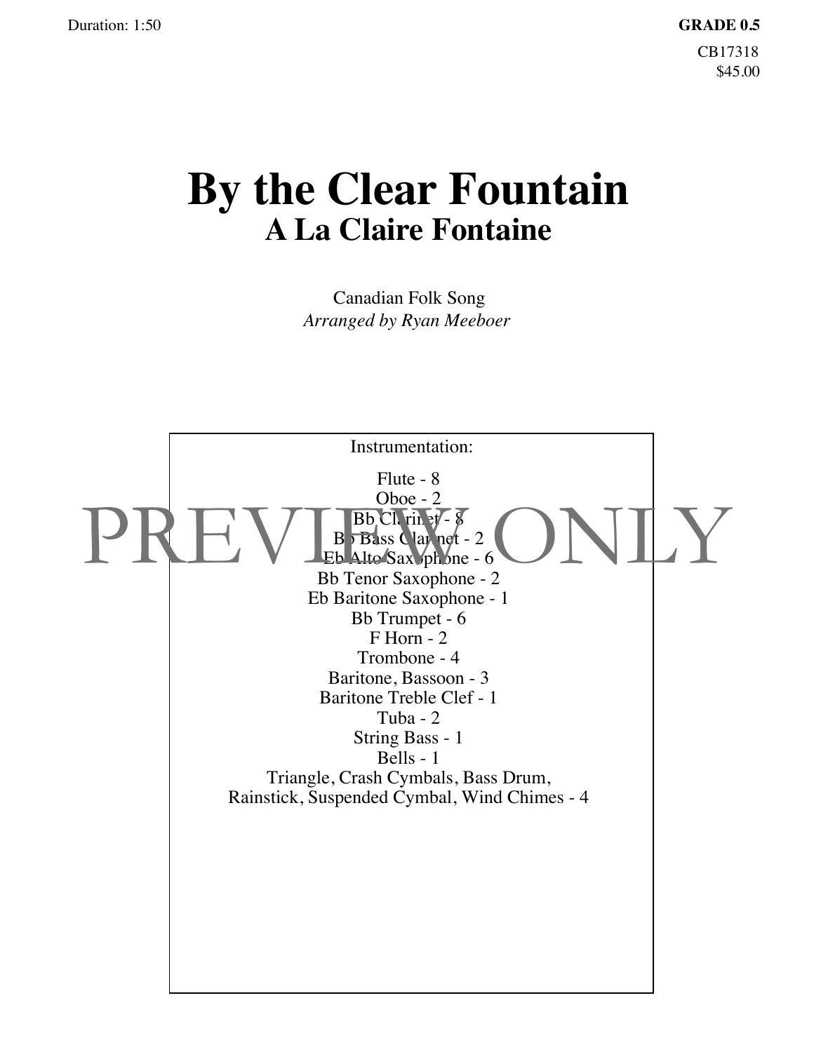Duration: 1:50

**GRADE 0.5**

CB17318
$45.00

# By the Clear Fountain

## A La Claire Fontaine

Canadian Folk Song

*Arranged by Ryan Meeboer*

PREVIEW ONLY

Instrumentation:

Flute - 8
Oboe - 2
Bb Clarinet - 8
Bb Bass Clarinet - 2
Eb Alto Saxophone - 6
Bb Tenor Saxophone - 2
Eb Baritone Saxophone - 1
Bb Trumpet - 6
F Horn - 2
Trombone - 4
Baritone, Bassoon - 3
Baritone Treble Clef - 1
Tuba - 2
String Bass - 1
Bells - 1
Triangle, Crash Cymbals, Bass Drum,
Rainstick, Suspended Cymbal, Wind Chimes - 4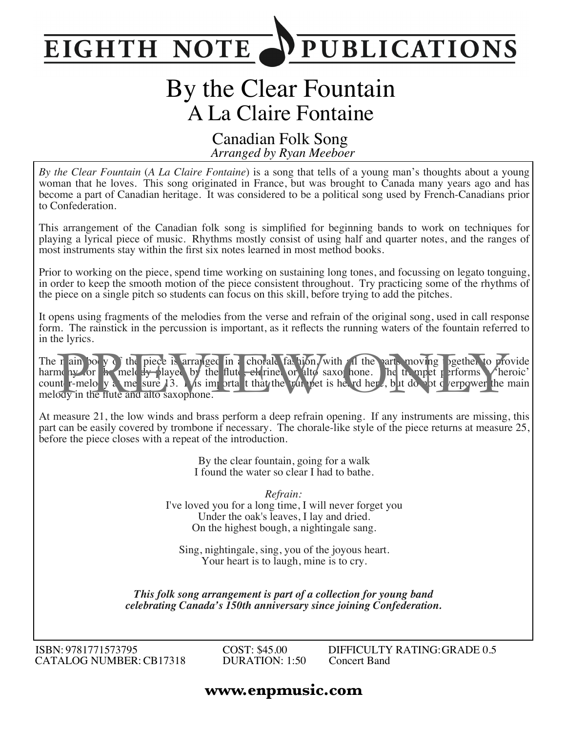# EIGHTH NOTE PUBLICATIONS

# By the Clear Fountain

## A La Claire Fontaine

### Canadian Folk Song

*Arranged by Ryan Meeboer*

*By the Clear Fountain* (*A La Claire Fontaine*) is a song that tells of a young man's thoughts about a young woman that he loves. This song originated in France, but was brought to Canada many years ago and has become a part of Canadian heritage. It was considered to be a political song used by French-Canadians prior to Confederation.

This arrangement of the Canadian folk song is simplified for beginning bands to work on techniques for playing a lyrical piece of music. Rhythms mostly consist of using half and quarter notes, and the ranges of most instruments stay within the first six notes learned in most method books.

Prior to working on the piece, spend time working on sustaining long tones, and focussing on legato tonguing, in order to keep the smooth motion of the piece consistent throughout. Try practicing some of the rhythms of the piece on a single pitch so students can focus on this skill, before trying to add the pitches.

It opens using fragments of the melodies from the verse and refrain of the original song, used in call response form. The rainstick in the percussion is important, as it reflects the running waters of the fountain referred to in the lyrics.

The main body of the piece is arranged in a chorale fashion, with all the parts moving together to provide harmony for the melody played by the flute, clarinet or alto saxophone. The trumpet performs a 'heroic' counter-melody at measure 13. It is important that the trumpet is heard here, but do not overpower the main melody in the flute and alto saxophone.

At measure 21, the low winds and brass perform a deep refrain opening. If any instruments are missing, this part can be easily covered by trombone if necessary. The chorale-like style of the piece returns at measure 25, before the piece closes with a repeat of the introduction.

By the clear fountain, going for a walk
I found the water so clear I had to bathe.

*Refrain:*
I've loved you for a long time, I will never forget you
Under the oak's leaves, I lay and dried.
On the highest bough, a nightingale sang.

Sing, nightingale, sing, you of the joyous heart.
Your heart is to laugh, mine is to cry.

***This folk song arrangement is part of a collection for young band celebrating Canada's 150th anniversary since joining Confederation.***

ISBN: 9781771573795
CATALOG NUMBER: CB17318

COST: $45.00
DURATION: 1:50

DIFFICULTY RATING: GRADE 0.5
Concert Band

**www.enpmusic.com**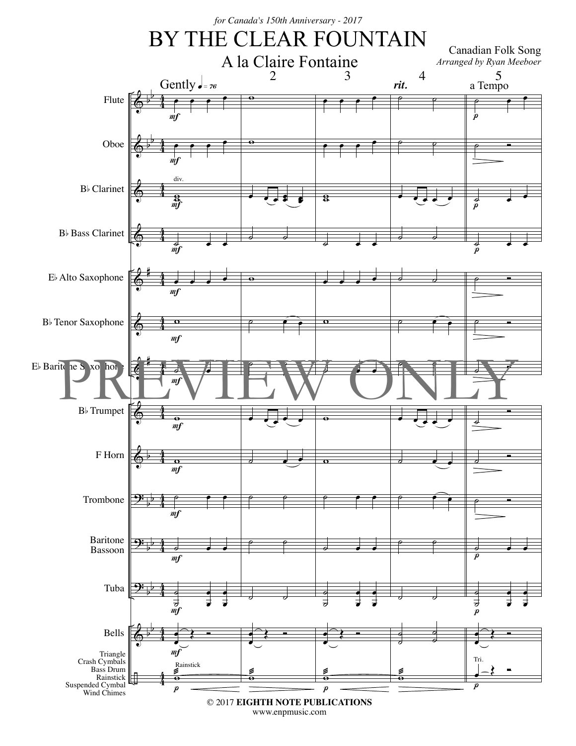*for Canada's 150th Anniversary - 2017*

# BY THE CLEAR FOUNTAIN

## A la Claire Fontaine

Canadian Folk Song
*Arranged by Ryan Meeboer*

© 2017 **EIGHTH NOTE PUBLICATIONS**
www.enpmusic.com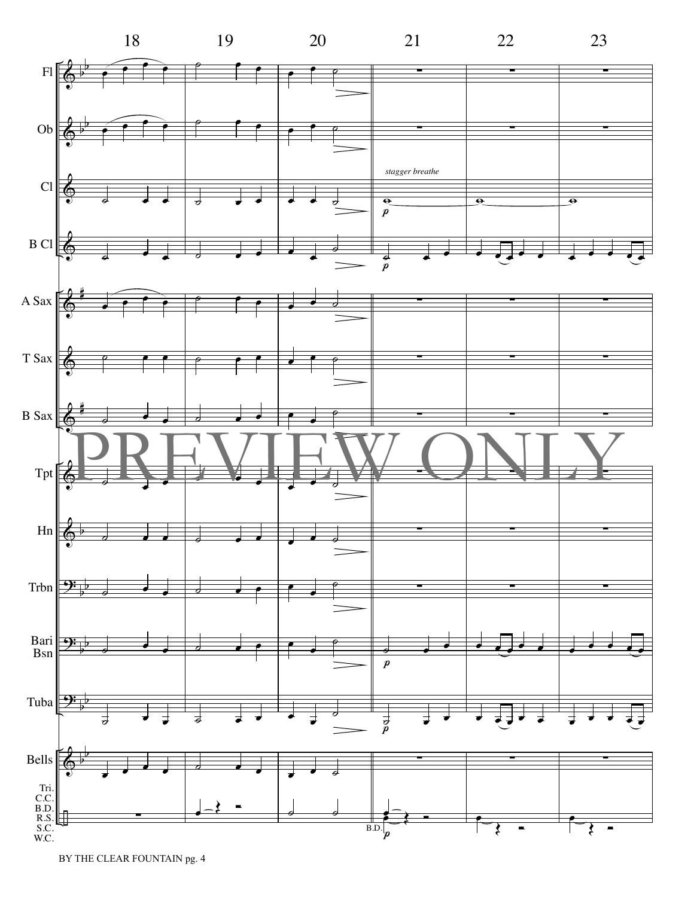18 19 20 21 22 23

Fl

Ob

Cl

*stagger breathe*

*p*

B Cl

*p*

A Sax

T Sax

B Sax

PREVIEW ONLY

Tpt

Hn

Trbn

Bari Bsn

*p*

Tuba

*p*

Bells

Tri.
C.C.
B.D.
R.S.
S.C.
W.C.

B.D.

*p*